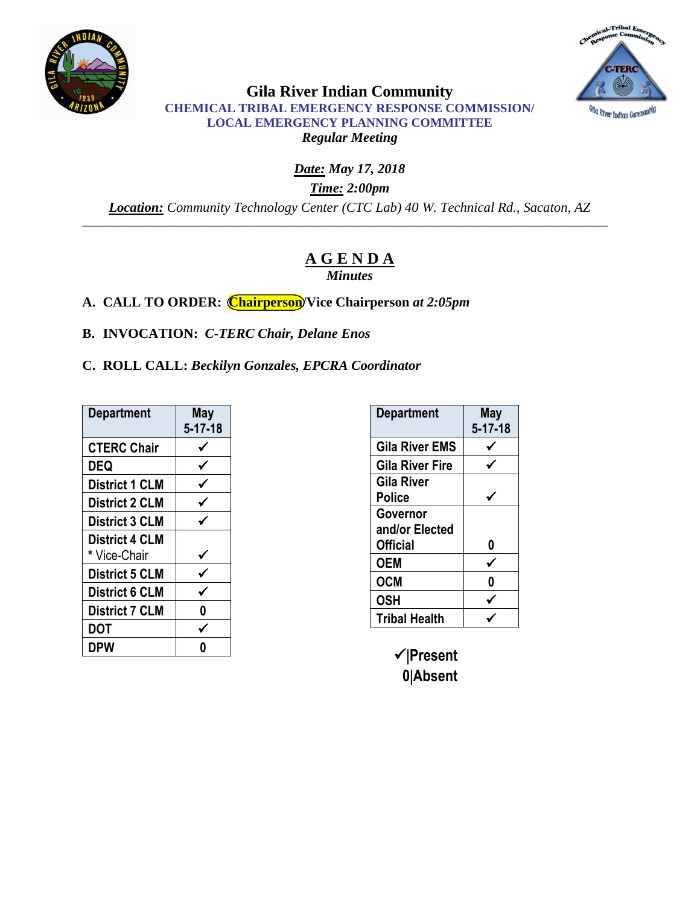# Gila River Indian Community

## CHEMICAL TRIBAL EMERGENCY RESPONSE COMMISSION/ LOCAL EMERGENCY PLANNING COMMITTEE

***Regular Meeting***

***Date:*** *May 17, 2018*

***Time:*** *2:00pm*

***Location:*** *Community Technology Center (CTC Lab) 40 W. Technical Rd., Sacaton, AZ*

---

## AGENDA

*Minutes*

**A. CALL TO ORDER: Chairperson/Vice Chairperson *at 2:05pm***

**B. INVOCATION: *C-TERC Chair, Delane Enos***

**C. ROLL CALL: *Beckilyn Gonzales, EPCRA Coordinator***

| Department | May 5-17-18 |
|---|---|
| CTERC Chair | ✓ |
| DEQ | ✓ |
| District 1 CLM | ✓ |
| District 2 CLM | ✓ |
| District 3 CLM | ✓ |
| District 4 CLM * Vice-Chair | ✓ |
| District 5 CLM | ✓ |
| District 6 CLM | ✓ |
| District 7 CLM | 0 |
| DOT | ✓ |
| DPW | 0 |

| Department | May 5-17-18 |
|---|---|
| Gila River EMS | ✓ |
| Gila River Fire | ✓ |
| Gila River Police | ✓ |
| Governor and/or Elected Official | 0 |
| OEM | ✓ |
| OCM | 0 |
| OSH | ✓ |
| Tribal Health | ✓ |

✓|Present
0|Absent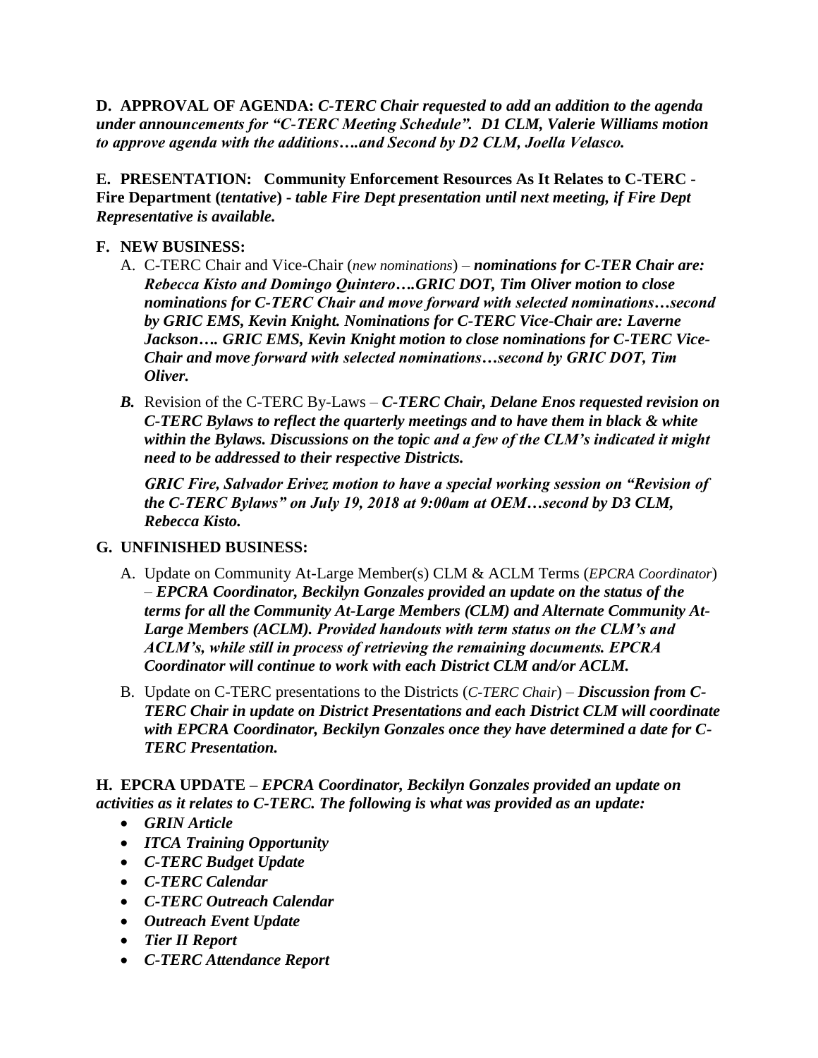**D. APPROVAL OF AGENDA:** ***C-TERC Chair requested to add an addition to the agenda under announcements for "C-TERC Meeting Schedule". D1 CLM, Valerie Williams motion to approve agenda with the additions….and Second by D2 CLM, Joella Velasco.***

**E. PRESENTATION: Community Enforcement Resources As It Relates to C-TERC - Fire Department (*tentative*) -** ***table Fire Dept presentation until next meeting, if Fire Dept Representative is available.***

**F. NEW BUSINESS:**

A. C-TERC Chair and Vice-Chair (*new nominations*) – ***nominations for C-TER Chair are: Rebecca Kisto and Domingo Quintero….GRIC DOT, Tim Oliver motion to close nominations for C-TERC Chair and move forward with selected nominations…second by GRIC EMS, Kevin Knight. Nominations for C-TERC Vice-Chair are: Laverne Jackson…. GRIC EMS, Kevin Knight motion to close nominations for C-TERC Vice-Chair and move forward with selected nominations…second by GRIC DOT, Tim Oliver.***

***B.*** Revision of the C-TERC By-Laws – ***C-TERC Chair, Delane Enos requested revision on C-TERC Bylaws to reflect the quarterly meetings and to have them in black & white within the Bylaws. Discussions on the topic and a few of the CLM's indicated it might need to be addressed to their respective Districts.***

***GRIC Fire, Salvador Erivez motion to have a special working session on "Revision of the C-TERC Bylaws" on July 19, 2018 at 9:00am at OEM…second by D3 CLM, Rebecca Kisto.***

**G. UNFINISHED BUSINESS:**

A. Update on Community At-Large Member(s) CLM & ACLM Terms (*EPCRA Coordinator*) – ***EPCRA Coordinator, Beckilyn Gonzales provided an update on the status of the terms for all the Community At-Large Members (CLM) and Alternate Community At-Large Members (ACLM). Provided handouts with term status on the CLM's and ACLM's, while still in process of retrieving the remaining documents. EPCRA Coordinator will continue to work with each District CLM and/or ACLM.***

B. Update on C-TERC presentations to the Districts (*C-TERC Chair*) – ***Discussion from C-TERC Chair in update on District Presentations and each District CLM will coordinate with EPCRA Coordinator, Beckilyn Gonzales once they have determined a date for C-TERC Presentation.***

**H. EPCRA UPDATE –** ***EPCRA Coordinator, Beckilyn Gonzales provided an update on activities as it relates to C-TERC. The following is what was provided as an update:***

- ***GRIN Article***
- ***ITCA Training Opportunity***
- ***C-TERC Budget Update***
- ***C-TERC Calendar***
- ***C-TERC Outreach Calendar***
- ***Outreach Event Update***
- ***Tier II Report***
- ***C-TERC Attendance Report***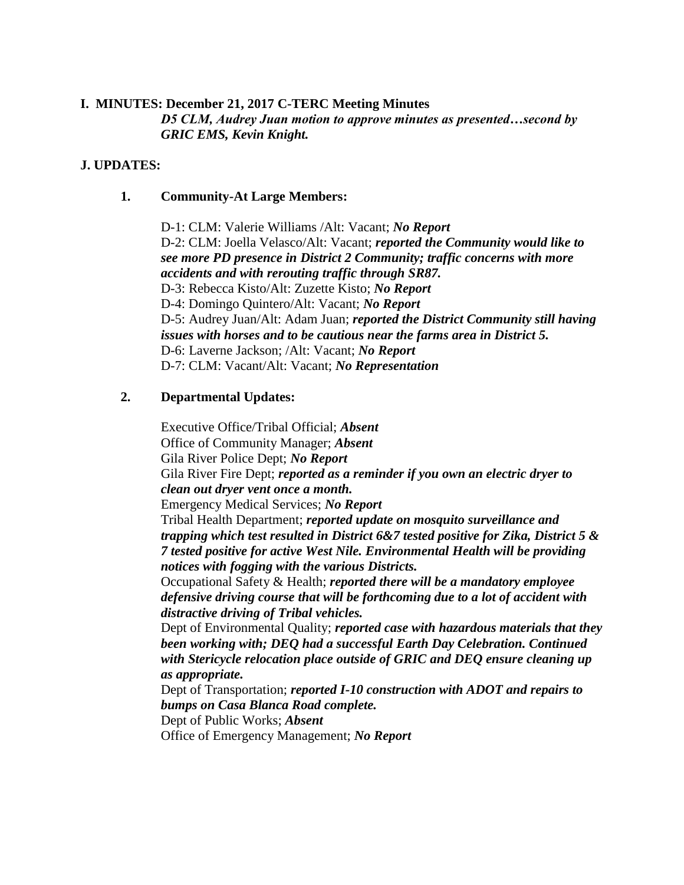**I. MINUTES: December 21, 2017 C-TERC Meeting Minutes**

***D5 CLM, Audrey Juan motion to approve minutes as presented…second by GRIC EMS, Kevin Knight.***

**J. UPDATES:**

**1. Community-At Large Members:**

D-1: CLM: Valerie Williams /Alt: Vacant; ***No Report***
D-2: CLM: Joella Velasco/Alt: Vacant; ***reported the Community would like to see more PD presence in District 2 Community; traffic concerns with more accidents and with rerouting traffic through SR87.***
D-3: Rebecca Kisto/Alt: Zuzette Kisto; ***No Report***
D-4: Domingo Quintero/Alt: Vacant; ***No Report***
D-5: Audrey Juan/Alt: Adam Juan; ***reported the District Community still having issues with horses and to be cautious near the farms area in District 5.***
D-6: Laverne Jackson; /Alt: Vacant; ***No Report***
D-7: CLM: Vacant/Alt: Vacant; ***No Representation***

**2. Departmental Updates:**

Executive Office/Tribal Official; ***Absent***
Office of Community Manager; ***Absent***
Gila River Police Dept; ***No Report***
Gila River Fire Dept; ***reported as a reminder if you own an electric dryer to clean out dryer vent once a month.***
Emergency Medical Services; ***No Report***
Tribal Health Department; ***reported update on mosquito surveillance and trapping which test resulted in District 6&7 tested positive for Zika, District 5 & 7 tested positive for active West Nile. Environmental Health will be providing notices with fogging with the various Districts.***
Occupational Safety & Health; ***reported there will be a mandatory employee defensive driving course that will be forthcoming due to a lot of accident with distractive driving of Tribal vehicles.***
Dept of Environmental Quality; ***reported case with hazardous materials that they been working with; DEQ had a successful Earth Day Celebration. Continued with Stericycle relocation place outside of GRIC and DEQ ensure cleaning up as appropriate.***
Dept of Transportation; ***reported I-10 construction with ADOT and repairs to bumps on Casa Blanca Road complete.***
Dept of Public Works; ***Absent***
Office of Emergency Management; ***No Report***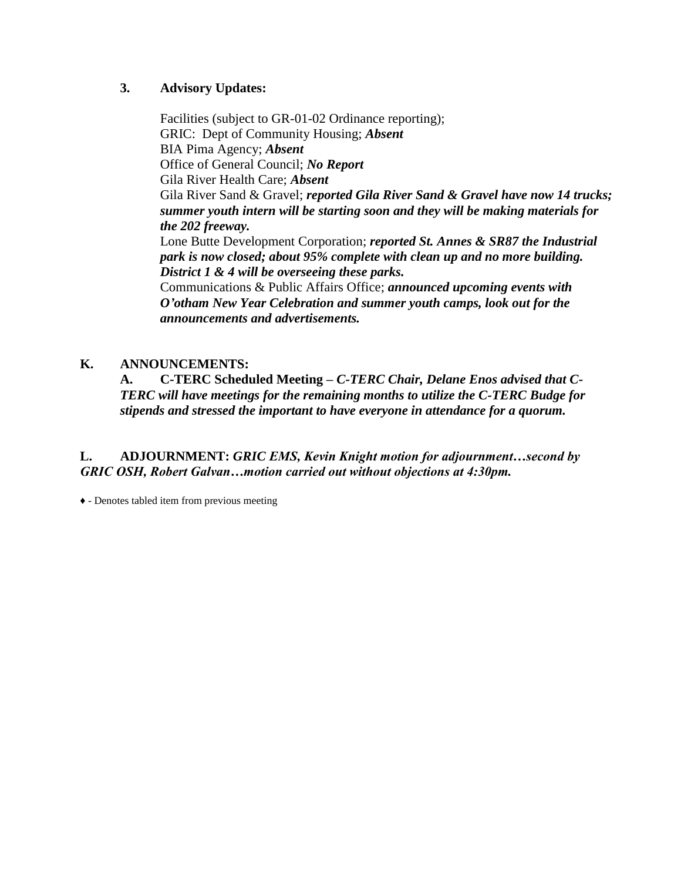### 3. Advisory Updates:

Facilities (subject to GR-01-02 Ordinance reporting);
GRIC: Dept of Community Housing; ***Absent***
BIA Pima Agency; ***Absent***
Office of General Council; ***No Report***
Gila River Health Care; ***Absent***
Gila River Sand & Gravel; ***reported Gila River Sand & Gravel have now 14 trucks; summer youth intern will be starting soon and they will be making materials for the 202 freeway.***
Lone Butte Development Corporation; ***reported St. Annes & SR87 the Industrial park is now closed; about 95% complete with clean up and no more building. District 1 & 4 will be overseeing these parks.***
Communications & Public Affairs Office; ***announced upcoming events with O'otham New Year Celebration and summer youth camps, look out for the announcements and advertisements.***

## K. ANNOUNCEMENTS:

**A. C-TERC Scheduled Meeting –** ***C-TERC Chair, Delane Enos advised that C-TERC will have meetings for the remaining months to utilize the C-TERC Budge for stipends and stressed the important to have everyone in attendance for a quorum.***

## L. ADJOURNMENT: ***GRIC EMS, Kevin Knight motion for adjournment…second by GRIC OSH, Robert Galvan…motion carried out without objections at 4:30pm.***

♦ - Denotes tabled item from previous meeting